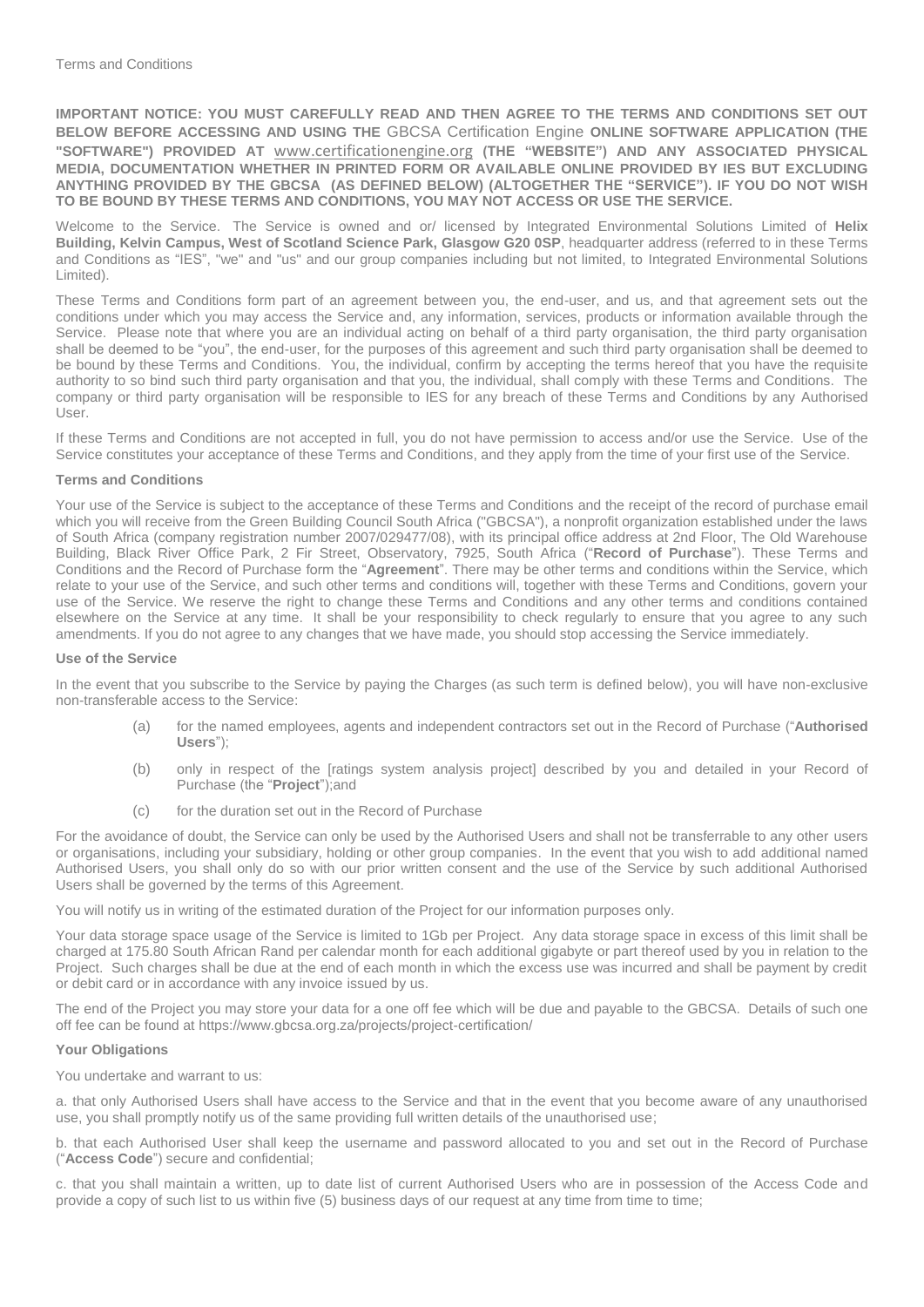Terms and Conditions

**IMPORTANT NOTICE: YOU MUST CAREFULLY READ AND THEN AGREE TO THE TERMS AND CONDITIONS SET OUT BELOW BEFORE ACCESSING AND USING THE** GBCSA Certification Engine **ONLINE SOFTWARE APPLICATION (THE "SOFTWARE") PROVIDED AT** www.certificationengine.org **(THE "WEBSITE") AND ANY ASSOCIATED PHYSICAL MEDIA, DOCUMENTATION WHETHER IN PRINTED FORM OR AVAILABLE ONLINE PROVIDED BY IES BUT EXCLUDING ANYTHING PROVIDED BY THE GBCSA (AS DEFINED BELOW) (ALTOGETHER THE "SERVICE"). IF YOU DO NOT WISH TO BE BOUND BY THESE TERMS AND CONDITIONS, YOU MAY NOT ACCESS OR USE THE SERVICE.**

Welcome to the Service. The Service is owned and or/ licensed by Integrated Environmental Solutions Limited of **Helix Building, Kelvin Campus, West of Scotland Science Park, Glasgow G20 0SP**, headquarter address (referred to in these Terms and Conditions as "IES", "we" and "us" and our group companies including but not limited, to Integrated Environmental Solutions Limited).

These Terms and Conditions form part of an agreement between you, the end-user, and us, and that agreement sets out the conditions under which you may access the Service and, any information, services, products or information available through the Service. Please note that where you are an individual acting on behalf of a third party organisation, the third party organisation shall be deemed to be "you", the end-user, for the purposes of this agreement and such third party organisation shall be deemed to be bound by these Terms and Conditions. You, the individual, confirm by accepting the terms hereof that you have the requisite authority to so bind such third party organisation and that you, the individual, shall comply with these Terms and Conditions. The company or third party organisation will be responsible to IES for any breach of these Terms and Conditions by any Authorised User.

If these Terms and Conditions are not accepted in full, you do not have permission to access and/or use the Service. Use of the Service constitutes your acceptance of these Terms and Conditions, and they apply from the time of your first use of the Service.

**Terms and Conditions**

Your use of the Service is subject to the acceptance of these Terms and Conditions and the receipt of the record of purchase email which you will receive from the Green Building Council South Africa ("GBCSA"), a nonprofit organization established under the laws of South Africa (company registration number 2007/029477/08), with its principal office address at 2nd Floor, The Old Warehouse Building, Black River Office Park, 2 Fir Street, Observatory, 7925, South Africa ("**Record of Purchase**"). These Terms and Conditions and the Record of Purchase form the "**Agreement**". There may be other terms and conditions within the Service, which relate to your use of the Service, and such other terms and conditions will, together with these Terms and Conditions, govern your use of the Service. We reserve the right to change these Terms and Conditions and any other terms and conditions contained elsewhere on the Service at any time. It shall be your responsibility to check regularly to ensure that you agree to any such amendments. If you do not agree to any changes that we have made, you should stop accessing the Service immediately.

**Use of the Service**

In the event that you subscribe to the Service by paying the Charges (as such term is defined below), you will have non-exclusive non-transferable access to the Service:

(a) for the named employees, agents and independent contractors set out in the Record of Purchase ("**Authorised Users**");

(b) only in respect of the [ratings system analysis project] described by you and detailed in your Record of Purchase (the "**Project**");and

(c) for the duration set out in the Record of Purchase

For the avoidance of doubt, the Service can only be used by the Authorised Users and shall not be transferrable to any other users or organisations, including your subsidiary, holding or other group companies. In the event that you wish to add additional named Authorised Users, you shall only do so with our prior written consent and the use of the Service by such additional Authorised Users shall be governed by the terms of this Agreement.

You will notify us in writing of the estimated duration of the Project for our information purposes only.

Your data storage space usage of the Service is limited to 1Gb per Project. Any data storage space in excess of this limit shall be charged at 175.80 South African Rand per calendar month for each additional gigabyte or part thereof used by you in relation to the Project. Such charges shall be due at the end of each month in which the excess use was incurred and shall be payment by credit or debit card or in accordance with any invoice issued by us.

The end of the Project you may store your data for a one off fee which will be due and payable to the GBCSA. Details of such one off fee can be found at https://www.gbcsa.org.za/projects/project-certification/

**Your Obligations**

You undertake and warrant to us:

a. that only Authorised Users shall have access to the Service and that in the event that you become aware of any unauthorised use, you shall promptly notify us of the same providing full written details of the unauthorised use;

b. that each Authorised User shall keep the username and password allocated to you and set out in the Record of Purchase ("**Access Code**") secure and confidential;

c. that you shall maintain a written, up to date list of current Authorised Users who are in possession of the Access Code and provide a copy of such list to us within five (5) business days of our request at any time from time to time;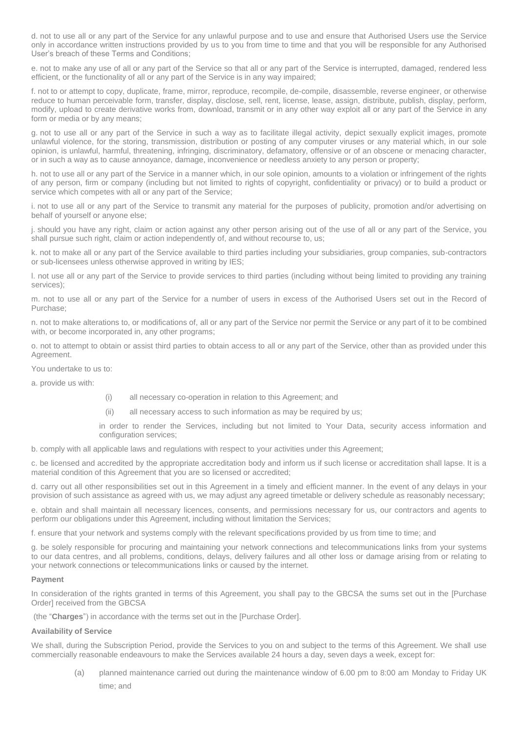d. not to use all or any part of the Service for any unlawful purpose and to use and ensure that Authorised Users use the Service only in accordance written instructions provided by us to you from time to time and that you will be responsible for any Authorised User's breach of these Terms and Conditions;

e. not to make any use of all or any part of the Service so that all or any part of the Service is interrupted, damaged, rendered less efficient, or the functionality of all or any part of the Service is in any way impaired;

f. not to or attempt to copy, duplicate, frame, mirror, reproduce, recompile, de-compile, disassemble, reverse engineer, or otherwise reduce to human perceivable form, transfer, display, disclose, sell, rent, license, lease, assign, distribute, publish, display, perform, modify, upload to create derivative works from, download, transmit or in any other way exploit all or any part of the Service in any form or media or by any means;

g. not to use all or any part of the Service in such a way as to facilitate illegal activity, depict sexually explicit images, promote unlawful violence, for the storing, transmission, distribution or posting of any computer viruses or any material which, in our sole opinion, is unlawful, harmful, threatening, infringing, discriminatory, defamatory, offensive or of an obscene or menacing character, or in such a way as to cause annoyance, damage, inconvenience or needless anxiety to any person or property;

h. not to use all or any part of the Service in a manner which, in our sole opinion, amounts to a violation or infringement of the rights of any person, firm or company (including but not limited to rights of copyright, confidentiality or privacy) or to build a product or service which competes with all or any part of the Service;

i. not to use all or any part of the Service to transmit any material for the purposes of publicity, promotion and/or advertising on behalf of yourself or anyone else;

j. should you have any right, claim or action against any other person arising out of the use of all or any part of the Service, you shall pursue such right, claim or action independently of, and without recourse to, us;

k. not to make all or any part of the Service available to third parties including your subsidiaries, group companies, sub-contractors or sub-licensees unless otherwise approved in writing by IES;

l. not use all or any part of the Service to provide services to third parties (including without being limited to providing any training services);

m. not to use all or any part of the Service for a number of users in excess of the Authorised Users set out in the Record of Purchase;

n. not to make alterations to, or modifications of, all or any part of the Service nor permit the Service or any part of it to be combined with, or become incorporated in, any other programs;

o. not to attempt to obtain or assist third parties to obtain access to all or any part of the Service, other than as provided under this Agreement.

You undertake to us to:

a. provide us with:

(i) all necessary co-operation in relation to this Agreement; and

(ii) all necessary access to such information as may be required by us;

in order to render the Services, including but not limited to Your Data, security access information and configuration services;

b. comply with all applicable laws and regulations with respect to your activities under this Agreement;

c. be licensed and accredited by the appropriate accreditation body and inform us if such license or accreditation shall lapse. It is a material condition of this Agreement that you are so licensed or accredited;

d. carry out all other responsibilities set out in this Agreement in a timely and efficient manner. In the event of any delays in your provision of such assistance as agreed with us, we may adjust any agreed timetable or delivery schedule as reasonably necessary;

e. obtain and shall maintain all necessary licences, consents, and permissions necessary for us, our contractors and agents to perform our obligations under this Agreement, including without limitation the Services;

f. ensure that your network and systems comply with the relevant specifications provided by us from time to time; and

g. be solely responsible for procuring and maintaining your network connections and telecommunications links from your systems to our data centres, and all problems, conditions, delays, delivery failures and all other loss or damage arising from or relating to your network connections or telecommunications links or caused by the internet.

**Payment**

In consideration of the rights granted in terms of this Agreement, you shall pay to the GBCSA the sums set out in the [Purchase Order] received from the GBCSA

(the "**Charges**") in accordance with the terms set out in the [Purchase Order].

**Availability of Service**

We shall, during the Subscription Period, provide the Services to you on and subject to the terms of this Agreement. We shall use commercially reasonable endeavours to make the Services available 24 hours a day, seven days a week, except for:

(a) planned maintenance carried out during the maintenance window of 6.00 pm to 8:00 am Monday to Friday UK time; and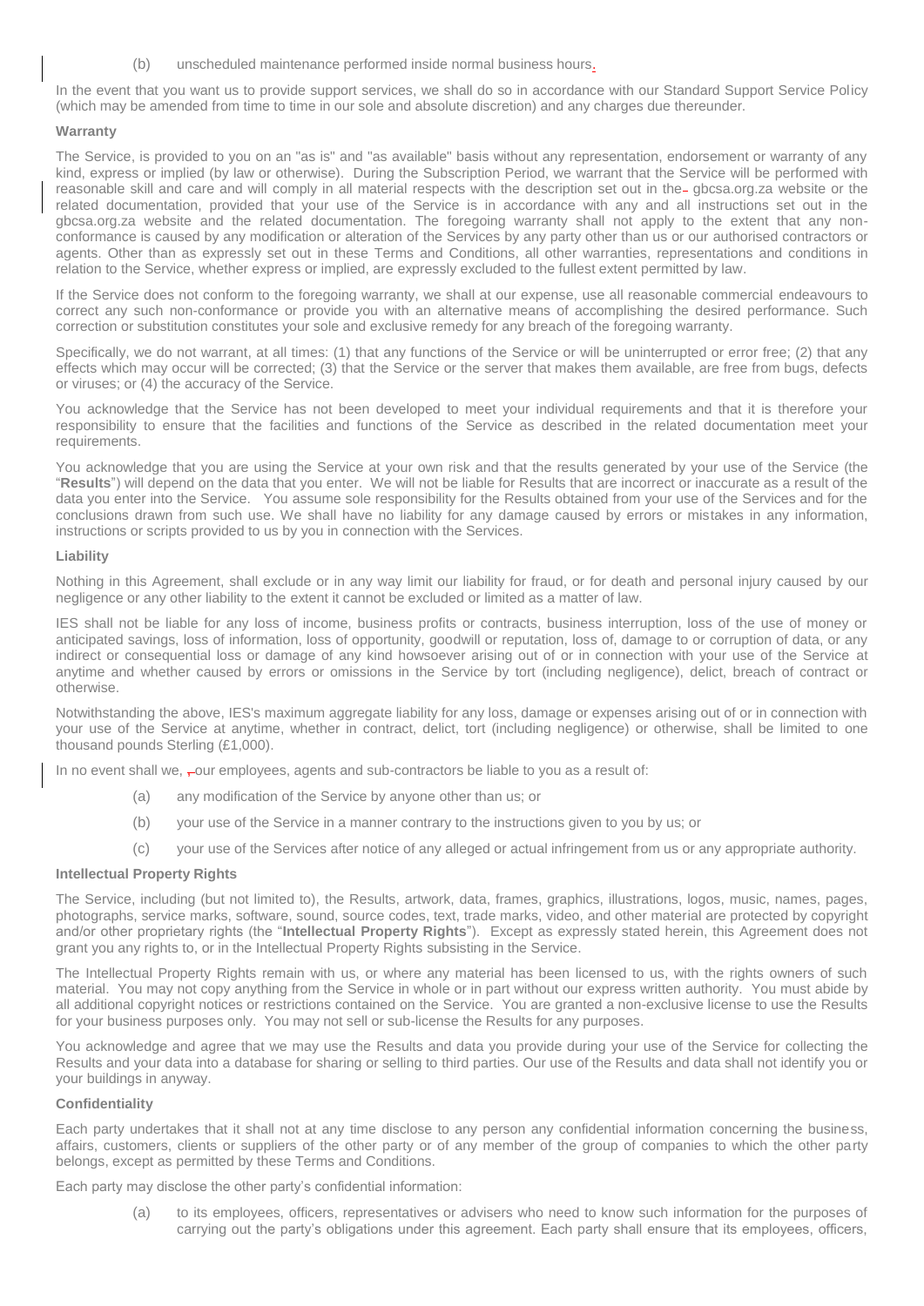(b) unscheduled maintenance performed inside normal business hours.

In the event that you want us to provide support services, we shall do so in accordance with our Standard Support Service Policy (which may be amended from time to time in our sole and absolute discretion) and any charges due thereunder.

**Warranty**

The Service, is provided to you on an "as is" and "as available" basis without any representation, endorsement or warranty of any kind, express or implied (by law or otherwise). During the Subscription Period, we warrant that the Service will be performed with reasonable skill and care and will comply in all material respects with the description set out in the gbcsa.org.za website or the related documentation, provided that your use of the Service is in accordance with any and all instructions set out in the gbcsa.org.za website and the related documentation. The foregoing warranty shall not apply to the extent that any non-conformance is caused by any modification or alteration of the Services by any party other than us or our authorised contractors or agents. Other than as expressly set out in these Terms and Conditions, all other warranties, representations and conditions in relation to the Service, whether express or implied, are expressly excluded to the fullest extent permitted by law.

If the Service does not conform to the foregoing warranty, we shall at our expense, use all reasonable commercial endeavours to correct any such non-conformance or provide you with an alternative means of accomplishing the desired performance. Such correction or substitution constitutes your sole and exclusive remedy for any breach of the foregoing warranty.

Specifically, we do not warrant, at all times: (1) that any functions of the Service or will be uninterrupted or error free; (2) that any effects which may occur will be corrected; (3) that the Service or the server that makes them available, are free from bugs, defects or viruses; or (4) the accuracy of the Service.

You acknowledge that the Service has not been developed to meet your individual requirements and that it is therefore your responsibility to ensure that the facilities and functions of the Service as described in the related documentation meet your requirements.

You acknowledge that you are using the Service at your own risk and that the results generated by your use of the Service (the "**Results**") will depend on the data that you enter. We will not be liable for Results that are incorrect or inaccurate as a result of the data you enter into the Service. You assume sole responsibility for the Results obtained from your use of the Services and for the conclusions drawn from such use. We shall have no liability for any damage caused by errors or mistakes in any information, instructions or scripts provided to us by you in connection with the Services.

**Liability**

Nothing in this Agreement, shall exclude or in any way limit our liability for fraud, or for death and personal injury caused by our negligence or any other liability to the extent it cannot be excluded or limited as a matter of law.

IES shall not be liable for any loss of income, business profits or contracts, business interruption, loss of the use of money or anticipated savings, loss of information, loss of opportunity, goodwill or reputation, loss of, damage to or corruption of data, or any indirect or consequential loss or damage of any kind howsoever arising out of or in connection with your use of the Service at anytime and whether caused by errors or omissions in the Service by tort (including negligence), delict, breach of contract or otherwise.

Notwithstanding the above, IES's maximum aggregate liability for any loss, damage or expenses arising out of or in connection with your use of the Service at anytime, whether in contract, delict, tort (including negligence) or otherwise, shall be limited to one thousand pounds Sterling (£1,000).

In no event shall we, our employees, agents and sub-contractors be liable to you as a result of:

(a) any modification of the Service by anyone other than us; or

(b) your use of the Service in a manner contrary to the instructions given to you by us; or

(c) your use of the Services after notice of any alleged or actual infringement from us or any appropriate authority.

**Intellectual Property Rights**

The Service, including (but not limited to), the Results, artwork, data, frames, graphics, illustrations, logos, music, names, pages, photographs, service marks, software, sound, source codes, text, trade marks, video, and other material are protected by copyright and/or other proprietary rights (the "**Intellectual Property Rights**"). Except as expressly stated herein, this Agreement does not grant you any rights to, or in the Intellectual Property Rights subsisting in the Service.

The Intellectual Property Rights remain with us, or where any material has been licensed to us, with the rights owners of such material. You may not copy anything from the Service in whole or in part without our express written authority. You must abide by all additional copyright notices or restrictions contained on the Service. You are granted a non-exclusive license to use the Results for your business purposes only. You may not sell or sub-license the Results for any purposes.

You acknowledge and agree that we may use the Results and data you provide during your use of the Service for collecting the Results and your data into a database for sharing or selling to third parties. Our use of the Results and data shall not identify you or your buildings in anyway.

**Confidentiality**

Each party undertakes that it shall not at any time disclose to any person any confidential information concerning the business, affairs, customers, clients or suppliers of the other party or of any member of the group of companies to which the other party belongs, except as permitted by these Terms and Conditions.

Each party may disclose the other party's confidential information:

(a) to its employees, officers, representatives or advisers who need to know such information for the purposes of carrying out the party's obligations under this agreement. Each party shall ensure that its employees, officers,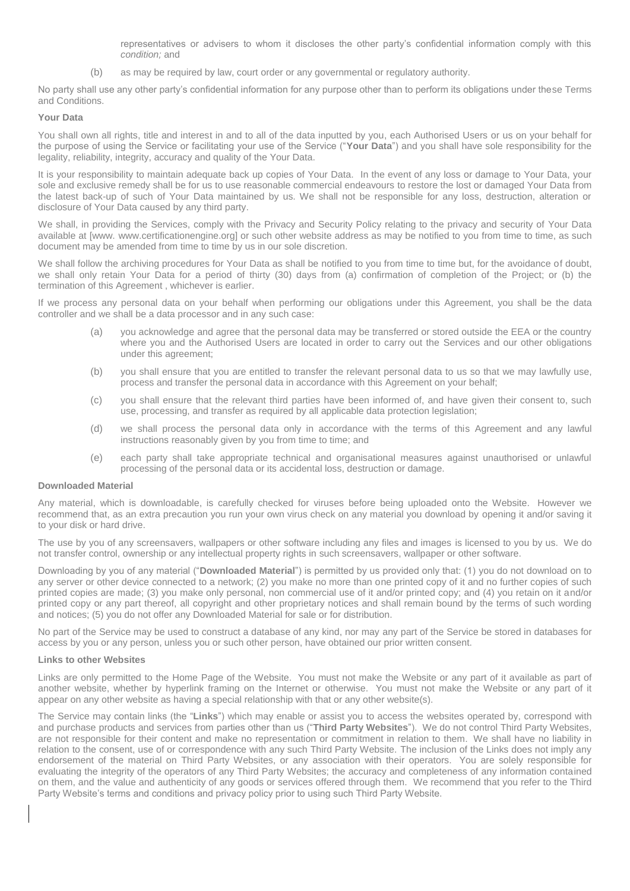representatives or advisers to whom it discloses the other party's confidential information comply with this *condition;* and

(b) as may be required by law, court order or any governmental or regulatory authority.

No party shall use any other party's confidential information for any purpose other than to perform its obligations under these Terms and Conditions.

**Your Data**

You shall own all rights, title and interest in and to all of the data inputted by you, each Authorised Users or us on your behalf for the purpose of using the Service or facilitating your use of the Service ("**Your Data**") and you shall have sole responsibility for the legality, reliability, integrity, accuracy and quality of the Your Data.

It is your responsibility to maintain adequate back up copies of Your Data. In the event of any loss or damage to Your Data, your sole and exclusive remedy shall be for us to use reasonable commercial endeavours to restore the lost or damaged Your Data from the latest back-up of such of Your Data maintained by us. We shall not be responsible for any loss, destruction, alteration or disclosure of Your Data caused by any third party.

We shall, in providing the Services, comply with the Privacy and Security Policy relating to the privacy and security of Your Data available at [www. www.certificationengine.org] or such other website address as may be notified to you from time to time, as such document may be amended from time to time by us in our sole discretion.

We shall follow the archiving procedures for Your Data as shall be notified to you from time to time but, for the avoidance of doubt, we shall only retain Your Data for a period of thirty (30) days from (a) confirmation of completion of the Project; or (b) the termination of this Agreement , whichever is earlier.

If we process any personal data on your behalf when performing our obligations under this Agreement, you shall be the data controller and we shall be a data processor and in any such case:

(a) you acknowledge and agree that the personal data may be transferred or stored outside the EEA or the country where you and the Authorised Users are located in order to carry out the Services and our other obligations under this agreement;

(b) you shall ensure that you are entitled to transfer the relevant personal data to us so that we may lawfully use, process and transfer the personal data in accordance with this Agreement on your behalf;

(c) you shall ensure that the relevant third parties have been informed of, and have given their consent to, such use, processing, and transfer as required by all applicable data protection legislation;

(d) we shall process the personal data only in accordance with the terms of this Agreement and any lawful instructions reasonably given by you from time to time; and

(e) each party shall take appropriate technical and organisational measures against unauthorised or unlawful processing of the personal data or its accidental loss, destruction or damage.

**Downloaded Material**

Any material, which is downloadable, is carefully checked for viruses before being uploaded onto the Website. However we recommend that, as an extra precaution you run your own virus check on any material you download by opening it and/or saving it to your disk or hard drive.

The use by you of any screensavers, wallpapers or other software including any files and images is licensed to you by us. We do not transfer control, ownership or any intellectual property rights in such screensavers, wallpaper or other software.

Downloading by you of any material ("**Downloaded Material**") is permitted by us provided only that: (1) you do not download on to any server or other device connected to a network; (2) you make no more than one printed copy of it and no further copies of such printed copies are made; (3) you make only personal, non commercial use of it and/or printed copy; and (4) you retain on it and/or printed copy or any part thereof, all copyright and other proprietary notices and shall remain bound by the terms of such wording and notices; (5) you do not offer any Downloaded Material for sale or for distribution.

No part of the Service may be used to construct a database of any kind, nor may any part of the Service be stored in databases for access by you or any person, unless you or such other person, have obtained our prior written consent.

**Links to other Websites**

Links are only permitted to the Home Page of the Website. You must not make the Website or any part of it available as part of another website, whether by hyperlink framing on the Internet or otherwise. You must not make the Website or any part of it appear on any other website as having a special relationship with that or any other website(s).

The Service may contain links (the "**Links**") which may enable or assist you to access the websites operated by, correspond with and purchase products and services from parties other than us ("**Third Party Websites**"). We do not control Third Party Websites, are not responsible for their content and make no representation or commitment in relation to them. We shall have no liability in relation to the consent, use of or correspondence with any such Third Party Website. The inclusion of the Links does not imply any endorsement of the material on Third Party Websites, or any association with their operators. You are solely responsible for evaluating the integrity of the operators of any Third Party Websites; the accuracy and completeness of any information contained on them, and the value and authenticity of any goods or services offered through them. We recommend that you refer to the Third Party Website's terms and conditions and privacy policy prior to using such Third Party Website.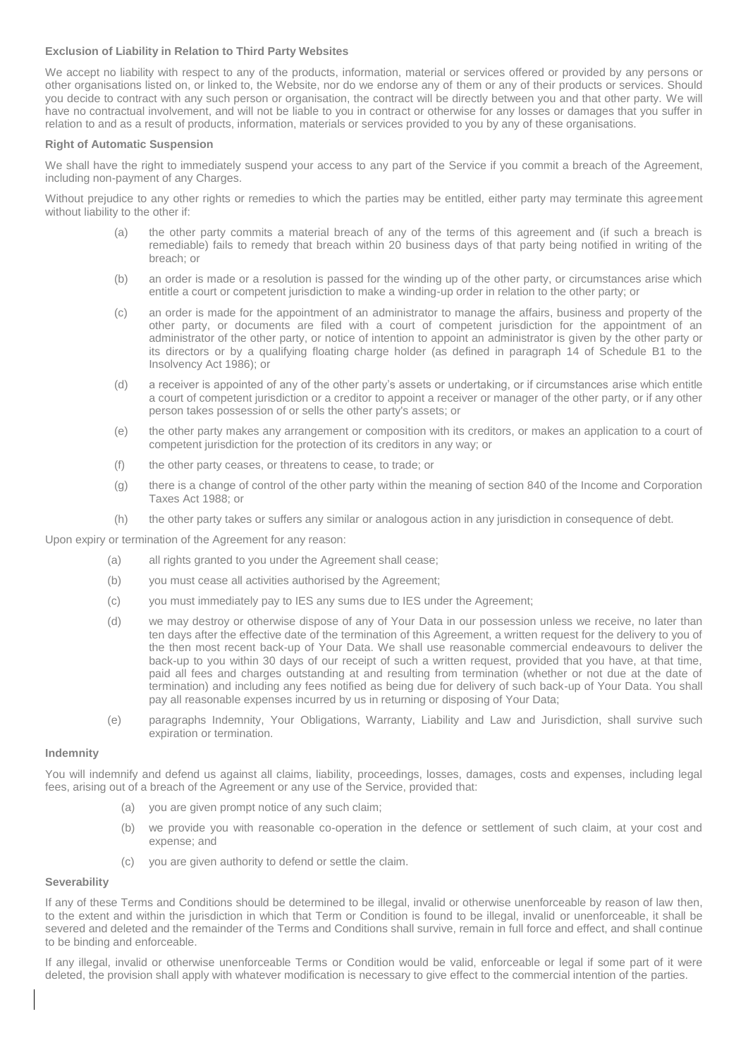**Exclusion of Liability in Relation to Third Party Websites**

We accept no liability with respect to any of the products, information, material or services offered or provided by any persons or other organisations listed on, or linked to, the Website, nor do we endorse any of them or any of their products or services. Should you decide to contract with any such person or organisation, the contract will be directly between you and that other party. We will have no contractual involvement, and will not be liable to you in contract or otherwise for any losses or damages that you suffer in relation to and as a result of products, information, materials or services provided to you by any of these organisations.

**Right of Automatic Suspension**

We shall have the right to immediately suspend your access to any part of the Service if you commit a breach of the Agreement, including non-payment of any Charges.

Without prejudice to any other rights or remedies to which the parties may be entitled, either party may terminate this agreement without liability to the other if:

(a) the other party commits a material breach of any of the terms of this agreement and (if such a breach is remediable) fails to remedy that breach within 20 business days of that party being notified in writing of the breach; or

(b) an order is made or a resolution is passed for the winding up of the other party, or circumstances arise which entitle a court or competent jurisdiction to make a winding-up order in relation to the other party; or

(c) an order is made for the appointment of an administrator to manage the affairs, business and property of the other party, or documents are filed with a court of competent jurisdiction for the appointment of an administrator of the other party, or notice of intention to appoint an administrator is given by the other party or its directors or by a qualifying floating charge holder (as defined in paragraph 14 of Schedule B1 to the Insolvency Act 1986); or

(d) a receiver is appointed of any of the other party's assets or undertaking, or if circumstances arise which entitle a court of competent jurisdiction or a creditor to appoint a receiver or manager of the other party, or if any other person takes possession of or sells the other party's assets; or

(e) the other party makes any arrangement or composition with its creditors, or makes an application to a court of competent jurisdiction for the protection of its creditors in any way; or

(f) the other party ceases, or threatens to cease, to trade; or

(g) there is a change of control of the other party within the meaning of section 840 of the Income and Corporation Taxes Act 1988; or

(h) the other party takes or suffers any similar or analogous action in any jurisdiction in consequence of debt.

Upon expiry or termination of the Agreement for any reason:

(a) all rights granted to you under the Agreement shall cease;

(b) you must cease all activities authorised by the Agreement;

(c) you must immediately pay to IES any sums due to IES under the Agreement;

(d) we may destroy or otherwise dispose of any of Your Data in our possession unless we receive, no later than ten days after the effective date of the termination of this Agreement, a written request for the delivery to you of the then most recent back-up of Your Data. We shall use reasonable commercial endeavours to deliver the back-up to you within 30 days of our receipt of such a written request, provided that you have, at that time, paid all fees and charges outstanding at and resulting from termination (whether or not due at the date of termination) and including any fees notified as being due for delivery of such back-up of Your Data. You shall pay all reasonable expenses incurred by us in returning or disposing of Your Data;

(e) paragraphs Indemnity, Your Obligations, Warranty, Liability and Law and Jurisdiction, shall survive such expiration or termination.

**Indemnity**

You will indemnify and defend us against all claims, liability, proceedings, losses, damages, costs and expenses, including legal fees, arising out of a breach of the Agreement or any use of the Service, provided that:

(a) you are given prompt notice of any such claim;

(b) we provide you with reasonable co-operation in the defence or settlement of such claim, at your cost and expense; and

(c) you are given authority to defend or settle the claim.

**Severability**

If any of these Terms and Conditions should be determined to be illegal, invalid or otherwise unenforceable by reason of law then, to the extent and within the jurisdiction in which that Term or Condition is found to be illegal, invalid or unenforceable, it shall be severed and deleted and the remainder of the Terms and Conditions shall survive, remain in full force and effect, and shall continue to be binding and enforceable.

If any illegal, invalid or otherwise unenforceable Terms or Condition would be valid, enforceable or legal if some part of it were deleted, the provision shall apply with whatever modification is necessary to give effect to the commercial intention of the parties.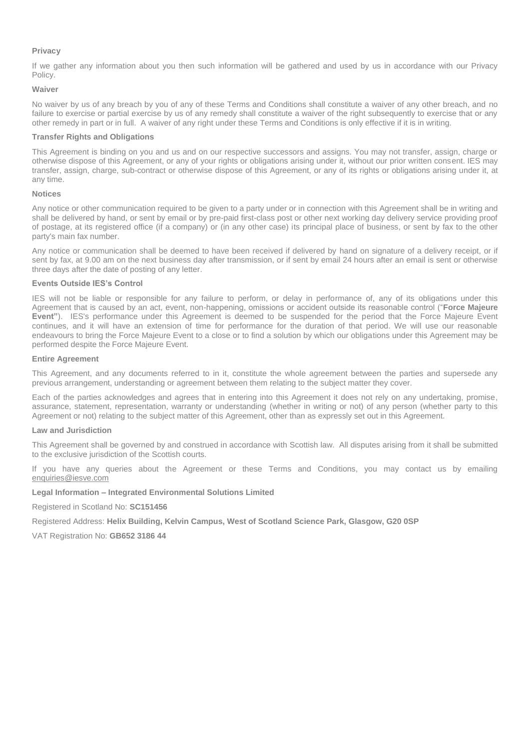**Privacy**

If we gather any information about you then such information will be gathered and used by us in accordance with our Privacy Policy.

**Waiver**

No waiver by us of any breach by you of any of these Terms and Conditions shall constitute a waiver of any other breach, and no failure to exercise or partial exercise by us of any remedy shall constitute a waiver of the right subsequently to exercise that or any other remedy in part or in full. A waiver of any right under these Terms and Conditions is only effective if it is in writing.

**Transfer Rights and Obligations**

This Agreement is binding on you and us and on our respective successors and assigns. You may not transfer, assign, charge or otherwise dispose of this Agreement, or any of your rights or obligations arising under it, without our prior written consent. IES may transfer, assign, charge, sub-contract or otherwise dispose of this Agreement, or any of its rights or obligations arising under it, at any time.

**Notices**

Any notice or other communication required to be given to a party under or in connection with this Agreement shall be in writing and shall be delivered by hand, or sent by email or by pre-paid first-class post or other next working day delivery service providing proof of postage, at its registered office (if a company) or (in any other case) its principal place of business, or sent by fax to the other party's main fax number.

Any notice or communication shall be deemed to have been received if delivered by hand on signature of a delivery receipt, or if sent by fax, at 9.00 am on the next business day after transmission, or if sent by email 24 hours after an email is sent or otherwise three days after the date of posting of any letter.

**Events Outside IES's Control**

IES will not be liable or responsible for any failure to perform, or delay in performance of, any of its obligations under this Agreement that is caused by an act, event, non-happening, omissions or accident outside its reasonable control ("**Force Majeure Event"**). IES's performance under this Agreement is deemed to be suspended for the period that the Force Majeure Event continues, and it will have an extension of time for performance for the duration of that period. We will use our reasonable endeavours to bring the Force Majeure Event to a close or to find a solution by which our obligations under this Agreement may be performed despite the Force Majeure Event.

**Entire Agreement**

This Agreement, and any documents referred to in it, constitute the whole agreement between the parties and supersede any previous arrangement, understanding or agreement between them relating to the subject matter they cover.

Each of the parties acknowledges and agrees that in entering into this Agreement it does not rely on any undertaking, promise, assurance, statement, representation, warranty or understanding (whether in writing or not) of any person (whether party to this Agreement or not) relating to the subject matter of this Agreement, other than as expressly set out in this Agreement.

**Law and Jurisdiction**

This Agreement shall be governed by and construed in accordance with Scottish law. All disputes arising from it shall be submitted to the exclusive jurisdiction of the Scottish courts.

If you have any queries about the Agreement or these Terms and Conditions, you may contact us by emailing enquiries@iesve.com

**Legal Information – Integrated Environmental Solutions Limited**

Registered in Scotland No: **SC151456**

Registered Address: **Helix Building, Kelvin Campus, West of Scotland Science Park, Glasgow, G20 0SP**

VAT Registration No: **GB652 3186 44**